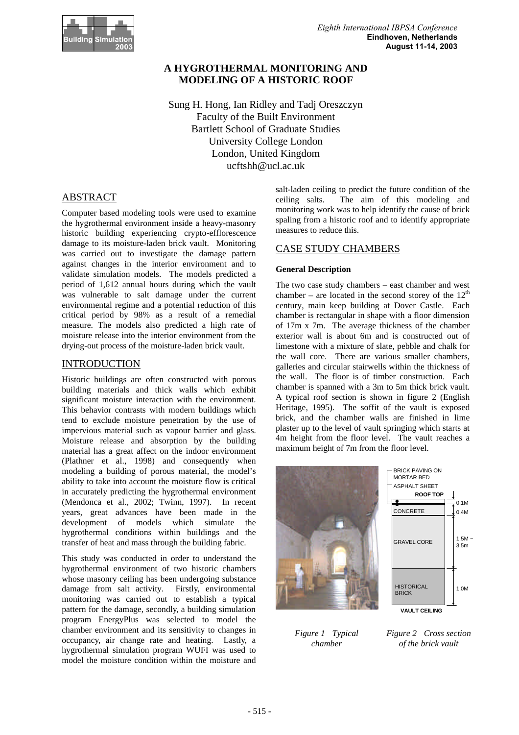# A HYGROTHERMAL MONITORING AND MODELING OF A HISTORIC ROOF

Sung H. Hong, Ian Ridley and Tadj Oreszczyn
Faculty of the Built Environment
Bartlett School of Graduate Studies
University College London
London, United Kingdom
ucftshh@ucl.ac.uk

## ABSTRACT

Computer based modeling tools were used to examine the hygrothermal environment inside a heavy-masonry historic building experiencing crypto-efflorescence damage to its moisture-laden brick vault. Monitoring was carried out to investigate the damage pattern against changes in the interior environment and to validate simulation models. The models predicted a period of 1,612 annual hours during which the vault was vulnerable to salt damage under the current environmental regime and a potential reduction of this critical period by 98% as a result of a remedial measure. The models also predicted a high rate of moisture release into the interior environment from the drying-out process of the moisture-laden brick vault.

## INTRODUCTION

Historic buildings are often constructed with porous building materials and thick walls which exhibit significant moisture interaction with the environment. This behavior contrasts with modern buildings which tend to exclude moisture penetration by the use of impervious material such as vapour barrier and glass. Moisture release and absorption by the building material has a great affect on the indoor environment (Plathner et al., 1998) and consequently when modeling a building of porous material, the model's ability to take into account the moisture flow is critical in accurately predicting the hygrothermal environment (Mendonca et al., 2002; Twinn, 1997). In recent years, great advances have been made in the development of models which simulate the hygrothermal conditions within buildings and the transfer of heat and mass through the building fabric.

This study was conducted in order to understand the hygrothermal environment of two historic chambers whose masonry ceiling has been undergoing substance damage from salt activity. Firstly, environmental monitoring was carried out to establish a typical pattern for the damage, secondly, a building simulation program EnergyPlus was selected to model the chamber environment and its sensitivity to changes in occupancy, air change rate and heating. Lastly, a hygrothermal simulation program WUFI was used to model the moisture condition within the moisture and salt-laden ceiling to predict the future condition of the ceiling salts. The aim of this modeling and monitoring work was to help identify the cause of brick spaling from a historic roof and to identify appropriate measures to reduce this.

## CASE STUDY CHAMBERS

### General Description

The two case study chambers – east chamber and west chamber – are located in the second storey of the 12[th] century, main keep building at Dover Castle. Each chamber is rectangular in shape with a floor dimension of 17m x 7m. The average thickness of the chamber exterior wall is about 6m and is constructed out of limestone with a mixture of slate, pebble and chalk for the wall core. There are various smaller chambers, galleries and circular stairwells within the thickness of the wall. The floor is of timber construction. Each chamber is spanned with a 3m to 5m thick brick vault. A typical roof section is shown in figure 2 (English Heritage, 1995). The soffit of the vault is exposed brick, and the chamber walls are finished in lime plaster up to the level of vault springing which starts at 4m height from the floor level. The vault reaches a maximum height of 7m from the floor level.

*Figure 1 Typical chamber*

BRICK PAVING ON MORTAR BED
ASPHALT SHEET
ROOF TOP
0.1M
CONCRETE 0.4M
GRAVEL CORE 1.5M ~ 3.5m
HISTORICAL BRICK 1.0M
VAULT CEILING

*Figure 2 Cross section of the brick vault*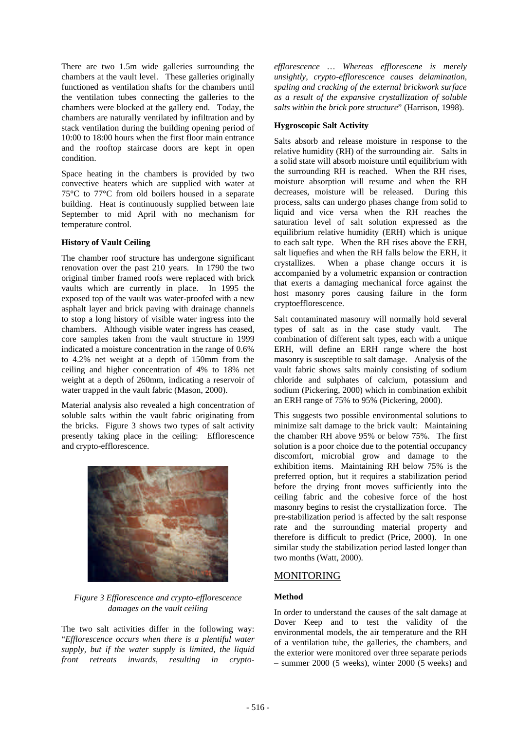There are two 1.5m wide galleries surrounding the chambers at the vault level. These galleries originally functioned as ventilation shafts for the chambers until the ventilation tubes connecting the galleries to the chambers were blocked at the gallery end. Today, the chambers are naturally ventilated by infiltration and by stack ventilation during the building opening period of 10:00 to 18:00 hours when the first floor main entrance and the rooftop staircase doors are kept in open condition.

Space heating in the chambers is provided by two convective heaters which are supplied with water at 75°C to 77°C from old boilers housed in a separate building. Heat is continuously supplied between late September to mid April with no mechanism for temperature control.

**History of Vault Ceiling**

The chamber roof structure has undergone significant renovation over the past 210 years. In 1790 the two original timber framed roofs were replaced with brick vaults which are currently in place. In 1995 the exposed top of the vault was water-proofed with a new asphalt layer and brick paving with drainage channels to stop a long history of visible water ingress into the chambers. Although visible water ingress has ceased, core samples taken from the vault structure in 1999 indicated a moisture concentration in the range of 0.6% to 4.2% net weight at a depth of 150mm from the ceiling and higher concentration of 4% to 18% net weight at a depth of 260mm, indicating a reservoir of water trapped in the vault fabric (Mason, 2000).

Material analysis also revealed a high concentration of soluble salts within the vault fabric originating from the bricks. Figure 3 shows two types of salt activity presently taking place in the ceiling: Efflorescence and crypto-efflorescence.

*Figure 3 Efflorescence and crypto-efflorescence damages on the vault ceiling*

The two salt activities differ in the following way: "*Efflorescence occurs when there is a plentiful water supply, but if the water supply is limited, the liquid front retreats inwards, resulting in crypto-efflorescence … Whereas efflorescene is merely unsightly, crypto-efflorescence causes delamination, spaling and cracking of the external brickwork surface as a result of the expansive crystallization of soluble salts within the brick pore structure*" (Harrison, 1998).

**Hygroscopic Salt Activity**

Salts absorb and release moisture in response to the relative humidity (RH) of the surrounding air. Salts in a solid state will absorb moisture until equilibrium with the surrounding RH is reached. When the RH rises, moisture absorption will resume and when the RH decreases, moisture will be released. During this process, salts can undergo phases change from solid to liquid and vice versa when the RH reaches the saturation level of salt solution expressed as the equilibrium relative humidity (ERH) which is unique to each salt type. When the RH rises above the ERH, salt liquefies and when the RH falls below the ERH, it crystallizes. When a phase change occurs it is accompanied by a volumetric expansion or contraction that exerts a damaging mechanical force against the host masonry pores causing failure in the form cryptoefflorescence.

Salt contaminated masonry will normally hold several types of salt as in the case study vault. The combination of different salt types, each with a unique ERH, will define an ERH range where the host masonry is susceptible to salt damage. Analysis of the vault fabric shows salts mainly consisting of sodium chloride and sulphates of calcium, potassium and sodium (Pickering, 2000) which in combination exhibit an ERH range of 75% to 95% (Pickering, 2000).

This suggests two possible environmental solutions to minimize salt damage to the brick vault: Maintaining the chamber RH above 95% or below 75%. The first solution is a poor choice due to the potential occupancy discomfort, microbial grow and damage to the exhibition items. Maintaining RH below 75% is the preferred option, but it requires a stabilization period before the drying front moves sufficiently into the ceiling fabric and the cohesive force of the host masonry begins to resist the crystallization force. The pre-stabilization period is affected by the salt response rate and the surrounding material property and therefore is difficult to predict (Price, 2000). In one similar study the stabilization period lasted longer than two months (Watt, 2000).

## MONITORING

**Method**

In order to understand the causes of the salt damage at Dover Keep and to test the validity of the environmental models, the air temperature and the RH of a ventilation tube, the galleries, the chambers, and the exterior were monitored over three separate periods – summer 2000 (5 weeks), winter 2000 (5 weeks) and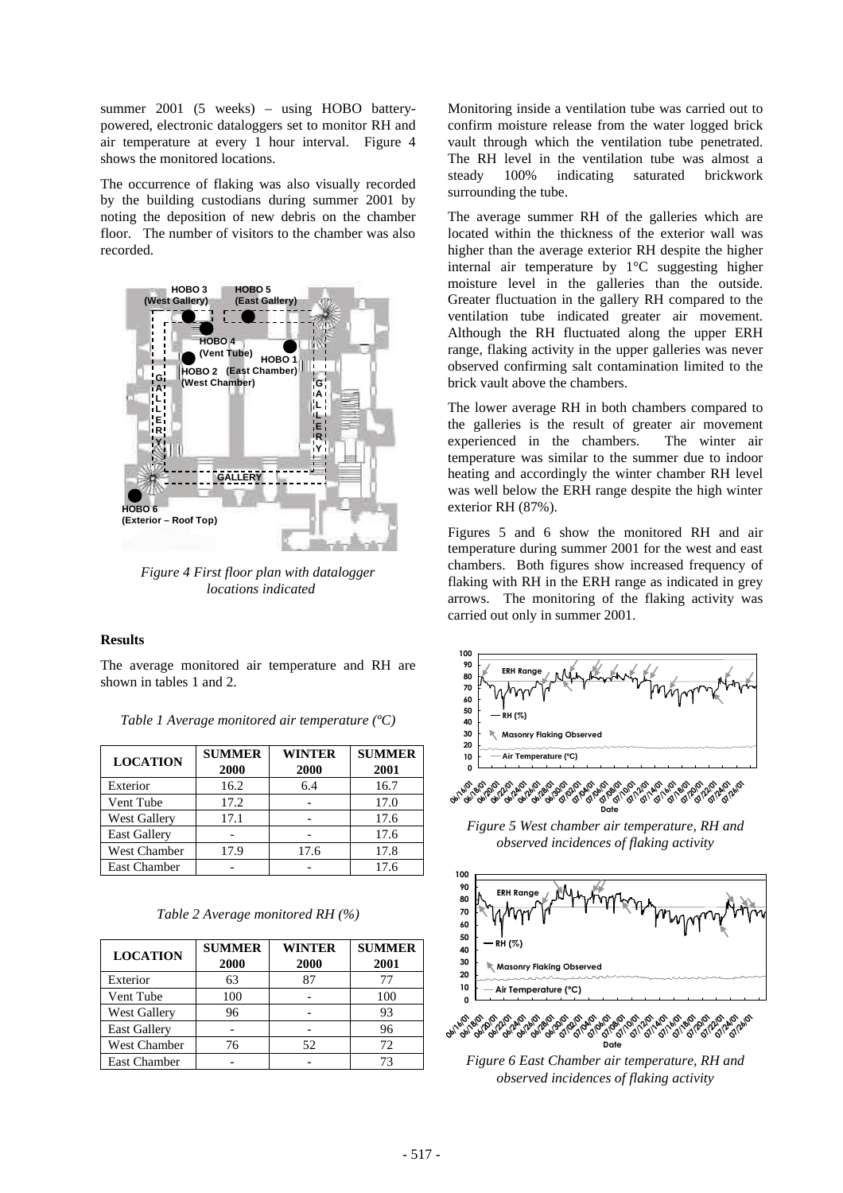summer 2001 (5 weeks) – using HOBO battery-powered, electronic dataloggers set to monitor RH and air temperature at every 1 hour interval. Figure 4 shows the monitored locations.

The occurrence of flaking was also visually recorded by the building custodians during summer 2001 by noting the deposition of new debris on the chamber floor. The number of visitors to the chamber was also recorded.

*Figure 4 First floor plan with datalogger locations indicated*

## Results

The average monitored air temperature and RH are shown in tables 1 and 2.

*Table 1 Average monitored air temperature (ºC)*

| LOCATION | SUMMER 2000 | WINTER 2000 | SUMMER 2001 |
|---|---|---|---|
| Exterior | 16.2 | 6.4 | 16.7 |
| Vent Tube | 17.2 | - | 17.0 |
| West Gallery | 17.1 | - | 17.6 |
| East Gallery | - | - | 17.6 |
| West Chamber | 17.9 | 17.6 | 17.8 |
| East Chamber | - | - | 17.6 |

*Table 2 Average monitored RH (%)*

| LOCATION | SUMMER 2000 | WINTER 2000 | SUMMER 2001 |
|---|---|---|---|
| Exterior | 63 | 87 | 77 |
| Vent Tube | 100 | - | 100 |
| West Gallery | 96 | - | 93 |
| East Gallery | - | - | 96 |
| West Chamber | 76 | 52 | 72 |
| East Chamber | - | - | 73 |

Monitoring inside a ventilation tube was carried out to confirm moisture release from the water logged brick vault through which the ventilation tube penetrated. The RH level in the ventilation tube was almost a steady 100% indicating saturated brickwork surrounding the tube.

The average summer RH of the galleries which are located within the thickness of the exterior wall was higher than the average exterior RH despite the higher internal air temperature by 1°C suggesting higher moisture level in the galleries than the outside. Greater fluctuation in the gallery RH compared to the ventilation tube indicated greater air movement. Although the RH fluctuated along the upper ERH range, flaking activity in the upper galleries was never observed confirming salt contamination limited to the brick vault above the chambers.

The lower average RH in both chambers compared to the galleries is the result of greater air movement experienced in the chambers. The winter air temperature was similar to the summer due to indoor heating and accordingly the winter chamber RH level was well below the ERH range despite the high winter exterior RH (87%).

Figures 5 and 6 show the monitored RH and air temperature during summer 2001 for the west and east chambers. Both figures show increased frequency of flaking with RH in the ERH range as indicated in grey arrows. The monitoring of the flaking activity was carried out only in summer 2001.

*Figure 5 West chamber air temperature, RH and observed incidences of flaking activity*

*Figure 6 East Chamber air temperature, RH and observed incidences of flaking activity*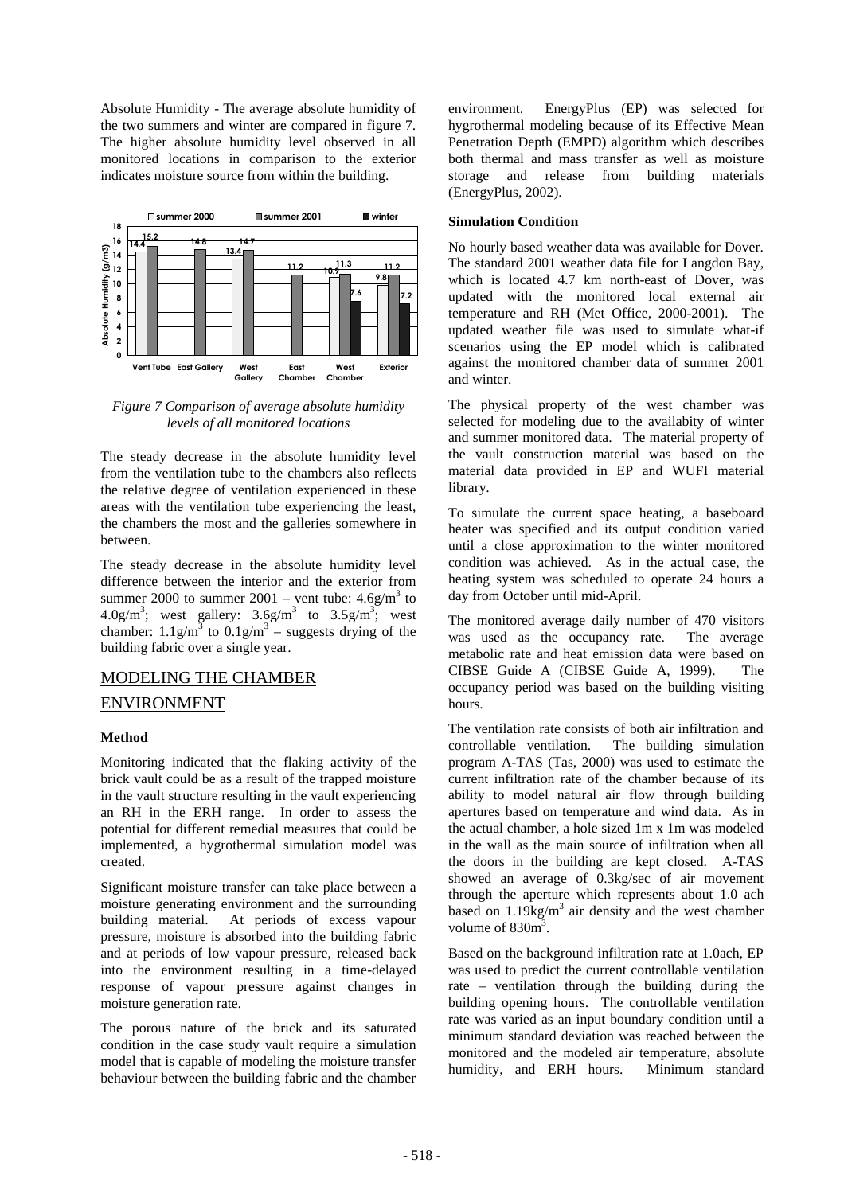Absolute Humidity - The average absolute humidity of the two summers and winter are compared in figure 7. The higher absolute humidity level observed in all monitored locations in comparison to the exterior indicates moisture source from within the building.

*Figure 7 Comparison of average absolute humidity levels of all monitored locations*

The steady decrease in the absolute humidity level from the ventilation tube to the chambers also reflects the relative degree of ventilation experienced in these areas with the ventilation tube experiencing the least, the chambers the most and the galleries somewhere in between.

The steady decrease in the absolute humidity level difference between the interior and the exterior from summer 2000 to summer 2001 – vent tube: $4.6g/m^3$ to $4.0g/m^3$; west gallery: $3.6g/m^3$ to $3.5g/m^3$; west chamber: $1.1g/m^3$ to $0.1g/m^3$ – suggests drying of the building fabric over a single year.

## MODELING THE CHAMBER ENVIRONMENT

### Method

Monitoring indicated that the flaking activity of the brick vault could be as a result of the trapped moisture in the vault structure resulting in the vault experiencing an RH in the ERH range. In order to assess the potential for different remedial measures that could be implemented, a hygrothermal simulation model was created.

Significant moisture transfer can take place between a moisture generating environment and the surrounding building material. At periods of excess vapour pressure, moisture is absorbed into the building fabric and at periods of low vapour pressure, released back into the environment resulting in a time-delayed response of vapour pressure against changes in moisture generation rate.

The porous nature of the brick and its saturated condition in the case study vault require a simulation model that is capable of modeling the moisture transfer behaviour between the building fabric and the chamber environment. EnergyPlus (EP) was selected for hygrothermal modeling because of its Effective Mean Penetration Depth (EMPD) algorithm which describes both thermal and mass transfer as well as moisture storage and release from building materials (EnergyPlus, 2002).

### Simulation Condition

No hourly based weather data was available for Dover. The standard 2001 weather data file for Langdon Bay, which is located 4.7 km north-east of Dover, was updated with the monitored local external air temperature and RH (Met Office, 2000-2001). The updated weather file was used to simulate what-if scenarios using the EP model which is calibrated against the monitored chamber data of summer 2001 and winter.

The physical property of the west chamber was selected for modeling due to the availabity of winter and summer monitored data. The material property of the vault construction material was based on the material data provided in EP and WUFI material library.

To simulate the current space heating, a baseboard heater was specified and its output condition varied until a close approximation to the winter monitored condition was achieved. As in the actual case, the heating system was scheduled to operate 24 hours a day from October until mid-April.

The monitored average daily number of 470 visitors was used as the occupancy rate. The average metabolic rate and heat emission data were based on CIBSE Guide A (CIBSE Guide A, 1999). The occupancy period was based on the building visiting hours.

The ventilation rate consists of both air infiltration and controllable ventilation. The building simulation program A-TAS (Tas, 2000) was used to estimate the current infiltration rate of the chamber because of its ability to model natural air flow through building apertures based on temperature and wind data. As in the actual chamber, a hole sized 1m x 1m was modeled in the wall as the main source of infiltration when all the doors in the building are kept closed. A-TAS showed an average of 0.3kg/sec of air movement through the aperture which represents about 1.0 ach based on $1.19kg/m^3$ air density and the west chamber volume of $830m^3$.

Based on the background infiltration rate at 1.0ach, EP was used to predict the current controllable ventilation rate – ventilation through the building during the building opening hours. The controllable ventilation rate was varied as an input boundary condition until a minimum standard deviation was reached between the monitored and the modeled air temperature, absolute humidity, and ERH hours. Minimum standard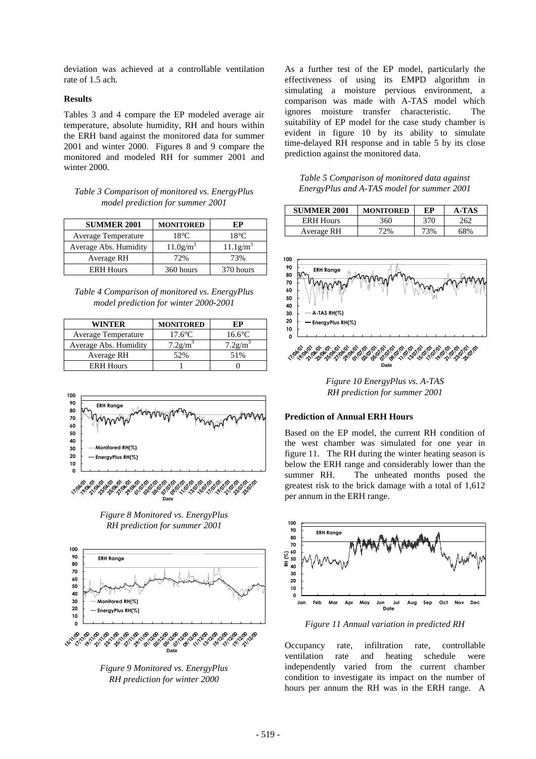deviation was achieved at a controllable ventilation rate of 1.5 ach.

**Results**

Tables 3 and 4 compare the EP modeled average air temperature, absolute humidity, RH and hours within the ERH band against the monitored data for summer 2001 and winter 2000. Figures 8 and 9 compare the monitored and modeled RH for summer 2001 and winter 2000.

*Table 3 Comparison of monitored vs. EnergyPlus model prediction for summer 2001*

| SUMMER 2001 | MONITORED | EP |
|---|---|---|
| Average Temperature | 18°C | 18°C |
| Average Abs. Humidity | 11.0g/m$^3$ | 11.1g/m$^3$ |
| Average RH | 72% | 73% |
| ERH Hours | 360 hours | 370 hours |

*Table 4 Comparison of monitored vs. EnergyPlus model prediction for winter 2000-2001*

| WINTER | MONITORED | EP |
|---|---|---|
| Average Temperature | 17.6°C | 16.6°C |
| Average Abs. Humidity | 7.2g/m$^3$ | 7.2g/m$^3$ |
| Average RH | 52% | 51% |
| ERH Hours | 1 | 0 |

*Figure 8 Monitored vs. EnergyPlus RH prediction for summer 2001*

*Figure 9 Monitored vs. EnergyPlus RH prediction for winter 2000*

As a further test of the EP model, particularly the effectiveness of using its EMPD algorithm in simulating a moisture pervious environment, a comparison was made with A-TAS model which ignores moisture transfer characteristic. The suitability of EP model for the case study chamber is evident in figure 10 by its ability to simulate time-delayed RH response and in table 5 by its close prediction against the monitored data.

*Table 5 Comparison of monitored data against EnergyPlus and A-TAS model for summer 2001*

| SUMMER 2001 | MONITORED | EP | A-TAS |
|---|---|---|---|
| ERH Hours | 360 | 370 | 262 |
| Average RH | 72% | 73% | 68% |

*Figure 10 EnergyPlus vs. A-TAS RH prediction for summer 2001*

**Prediction of Annual ERH Hours**

Based on the EP model, the current RH condition of the west chamber was simulated for one year in figure 11. The RH during the winter heating season is below the ERH range and considerably lower than the summer RH. The unheated months posed the greatest risk to the brick damage with a total of 1,612 per annum in the ERH range.

*Figure 11 Annual variation in predicted RH*

Occupancy rate, infiltration rate, controllable ventilation rate and heating schedule were independently varied from the current chamber condition to investigate its impact on the number of hours per annum the RH was in the ERH range. A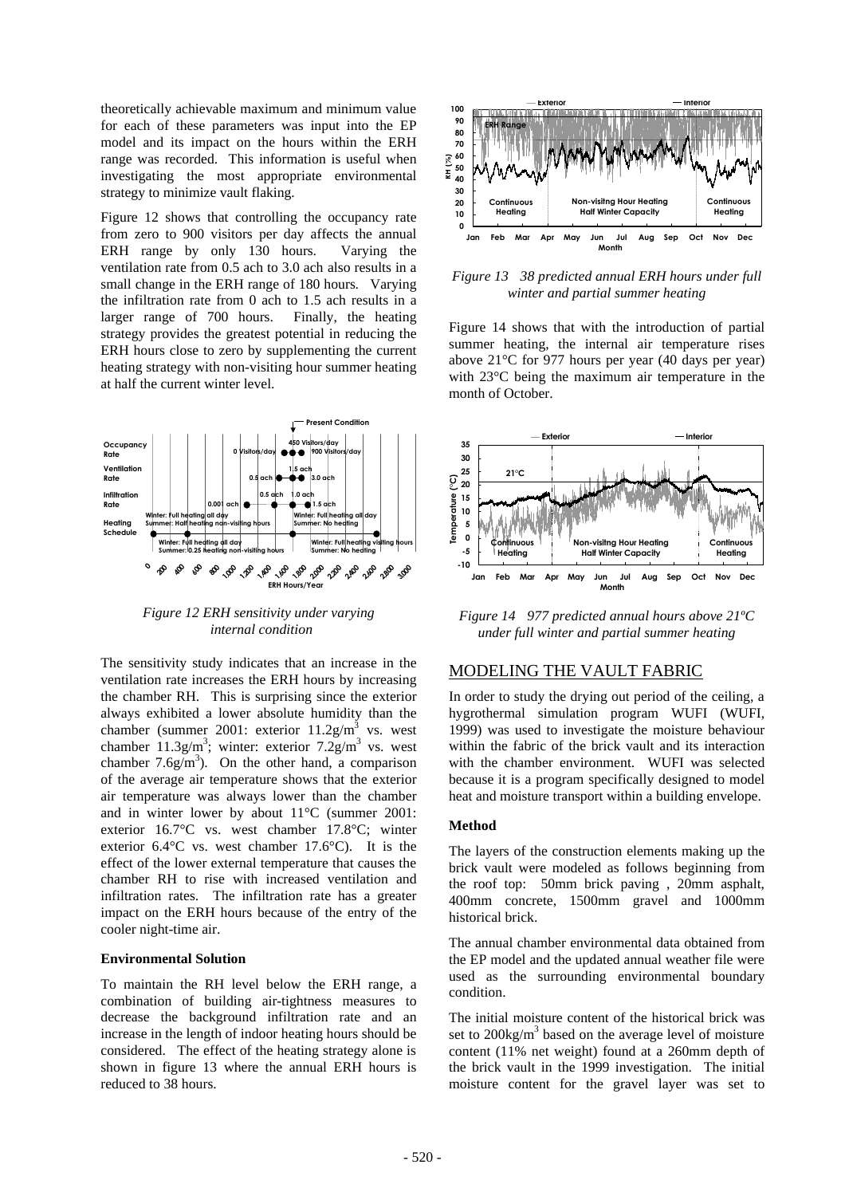theoretically achievable maximum and minimum value for each of these parameters was input into the EP model and its impact on the hours within the ERH range was recorded. This information is useful when investigating the most appropriate environmental strategy to minimize vault flaking.

Figure 12 shows that controlling the occupancy rate from zero to 900 visitors per day affects the annual ERH range by only 130 hours. Varying the ventilation rate from 0.5 ach to 3.0 ach also results in a small change in the ERH range of 180 hours. Varying the infiltration rate from 0 ach to 1.5 ach results in a larger range of 700 hours. Finally, the heating strategy provides the greatest potential in reducing the ERH hours close to zero by supplementing the current heating strategy with non-visiting hour summer heating at half the current winter level.

*Figure 12 ERH sensitivity under varying internal condition*

The sensitivity study indicates that an increase in the ventilation rate increases the ERH hours by increasing the chamber RH. This is surprising since the exterior always exhibited a lower absolute humidity than the chamber (summer 2001: exterior $11.2 g/m^3$ vs. west chamber $11.3 g/m^3$; winter: exterior $7.2 g/m^3$ vs. west chamber $7.6 g/m^3$). On the other hand, a comparison of the average air temperature shows that the exterior air temperature was always lower than the chamber and in winter lower by about 11°C (summer 2001: exterior 16.7°C vs. west chamber 17.8°C; winter exterior 6.4°C vs. west chamber 17.6°C). It is the effect of the lower external temperature that causes the chamber RH to rise with increased ventilation and infiltration rates. The infiltration rate has a greater impact on the ERH hours because of the entry of the cooler night-time air.

**Environmental Solution**

To maintain the RH level below the ERH range, a combination of building air-tightness measures to decrease the background infiltration rate and an increase in the length of indoor heating hours should be considered. The effect of the heating strategy alone is shown in figure 13 where the annual ERH hours is reduced to 38 hours.

*Figure 13 38 predicted annual ERH hours under full winter and partial summer heating*

Figure 14 shows that with the introduction of partial summer heating, the internal air temperature rises above 21°C for 977 hours per year (40 days per year) with 23°C being the maximum air temperature in the month of October.

*Figure 14 977 predicted annual hours above 21ºC under full winter and partial summer heating*

## MODELING THE VAULT FABRIC

In order to study the drying out period of the ceiling, a hygrothermal simulation program WUFI (WUFI, 1999) was used to investigate the moisture behaviour within the fabric of the brick vault and its interaction with the chamber environment. WUFI was selected because it is a program specifically designed to model heat and moisture transport within a building envelope.

**Method**

The layers of the construction elements making up the brick vault were modeled as follows beginning from the roof top: 50mm brick paving , 20mm asphalt, 400mm concrete, 1500mm gravel and 1000mm historical brick.

The annual chamber environmental data obtained from the EP model and the updated annual weather file were used as the surrounding environmental boundary condition.

The initial moisture content of the historical brick was set to $200 kg/m^3$ based on the average level of moisture content (11% net weight) found at a 260mm depth of the brick vault in the 1999 investigation. The initial moisture content for the gravel layer was set to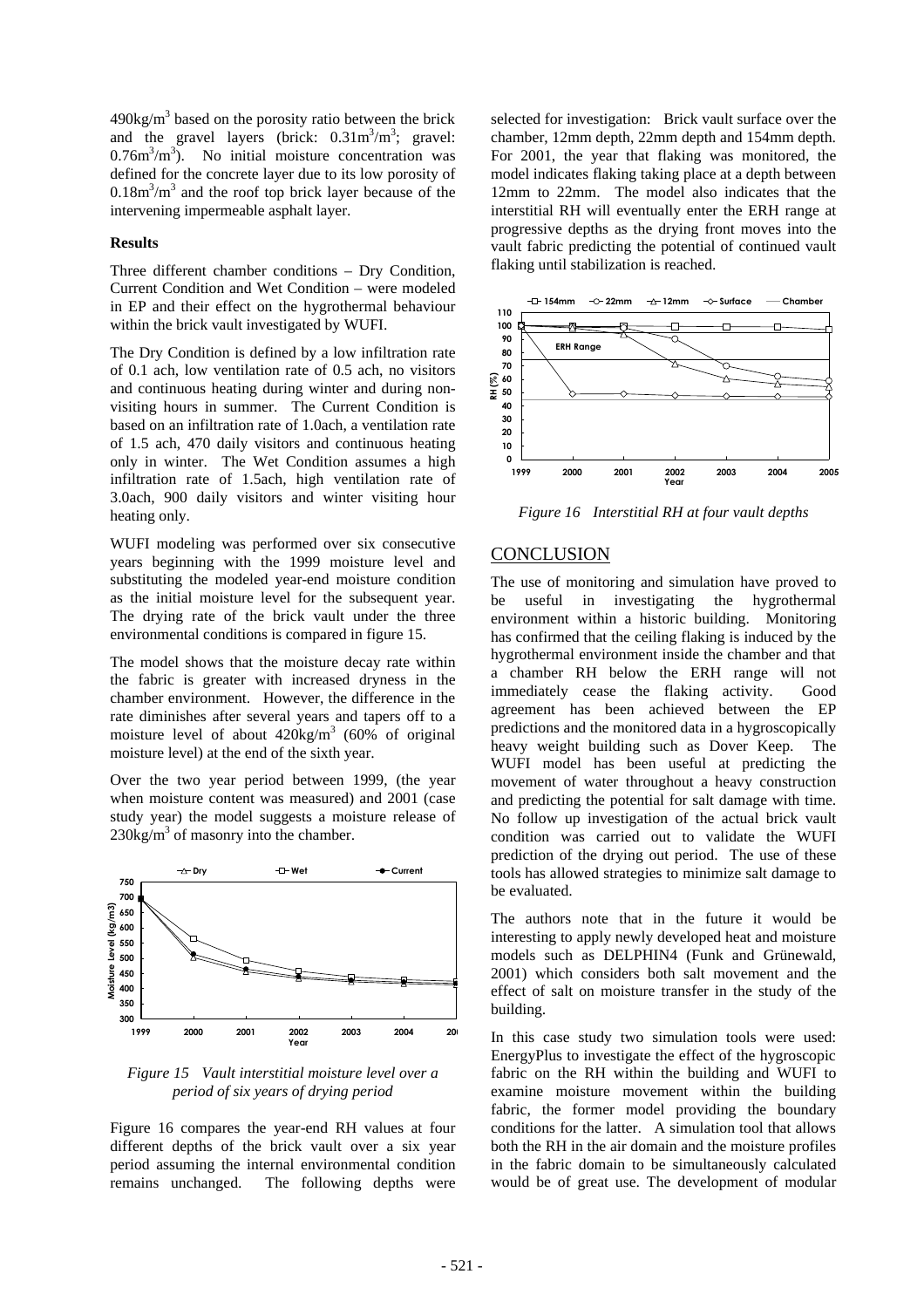490kg/m$^3$ based on the porosity ratio between the brick and the gravel layers (brick: 0.31m$^3$/m$^3$; gravel: 0.76m$^3$/m$^3$). No initial moisture concentration was defined for the concrete layer due to its low porosity of 0.18m$^3$/m$^3$ and the roof top brick layer because of the intervening impermeable asphalt layer.

**Results**

Three different chamber conditions – Dry Condition, Current Condition and Wet Condition – were modeled in EP and their effect on the hygrothermal behaviour within the brick vault investigated by WUFI.

The Dry Condition is defined by a low infiltration rate of 0.1 ach, low ventilation rate of 0.5 ach, no visitors and continuous heating during winter and during non-visiting hours in summer. The Current Condition is based on an infiltration rate of 1.0ach, a ventilation rate of 1.5 ach, 470 daily visitors and continuous heating only in winter. The Wet Condition assumes a high infiltration rate of 1.5ach, high ventilation rate of 3.0ach, 900 daily visitors and winter visiting hour heating only.

WUFI modeling was performed over six consecutive years beginning with the 1999 moisture level and substituting the modeled year-end moisture condition as the initial moisture level for the subsequent year. The drying rate of the brick vault under the three environmental conditions is compared in figure 15.

The model shows that the moisture decay rate within the fabric is greater with increased dryness in the chamber environment. However, the difference in the rate diminishes after several years and tapers off to a moisture level of about 420kg/m$^3$ (60% of original moisture level) at the end of the sixth year.

Over the two year period between 1999, (the year when moisture content was measured) and 2001 (case study year) the model suggests a moisture release of 230kg/m$^3$ of masonry into the chamber.

*Figure 15 Vault interstitial moisture level over a period of six years of drying period*

Figure 16 compares the year-end RH values at four different depths of the brick vault over a six year period assuming the internal environmental condition remains unchanged. The following depths were selected for investigation: Brick vault surface over the chamber, 12mm depth, 22mm depth and 154mm depth. For 2001, the year that flaking was monitored, the model indicates flaking taking place at a depth between 12mm to 22mm. The model also indicates that the interstitial RH will eventually enter the ERH range at progressive depths as the drying front moves into the vault fabric predicting the potential of continued vault flaking until stabilization is reached.

*Figure 16 Interstitial RH at four vault depths*

## CONCLUSION

The use of monitoring and simulation have proved to be useful in investigating the hygrothermal environment within a historic building. Monitoring has confirmed that the ceiling flaking is induced by the hygrothermal environment inside the chamber and that a chamber RH below the ERH range will not immediately cease the flaking activity. Good agreement has been achieved between the EP predictions and the monitored data in a hygroscopically heavy weight building such as Dover Keep. The WUFI model has been useful at predicting the movement of water throughout a heavy construction and predicting the potential for salt damage with time. No follow up investigation of the actual brick vault condition was carried out to validate the WUFI prediction of the drying out period. The use of these tools has allowed strategies to minimize salt damage to be evaluated.

The authors note that in the future it would be interesting to apply newly developed heat and moisture models such as DELPHIN4 (Funk and Grünewald, 2001) which considers both salt movement and the effect of salt on moisture transfer in the study of the building.

In this case study two simulation tools were used: EnergyPlus to investigate the effect of the hygroscopic fabric on the RH within the building and WUFI to examine moisture movement within the building fabric, the former model providing the boundary conditions for the latter. A simulation tool that allows both the RH in the air domain and the moisture profiles in the fabric domain to be simultaneously calculated would be of great use. The development of modular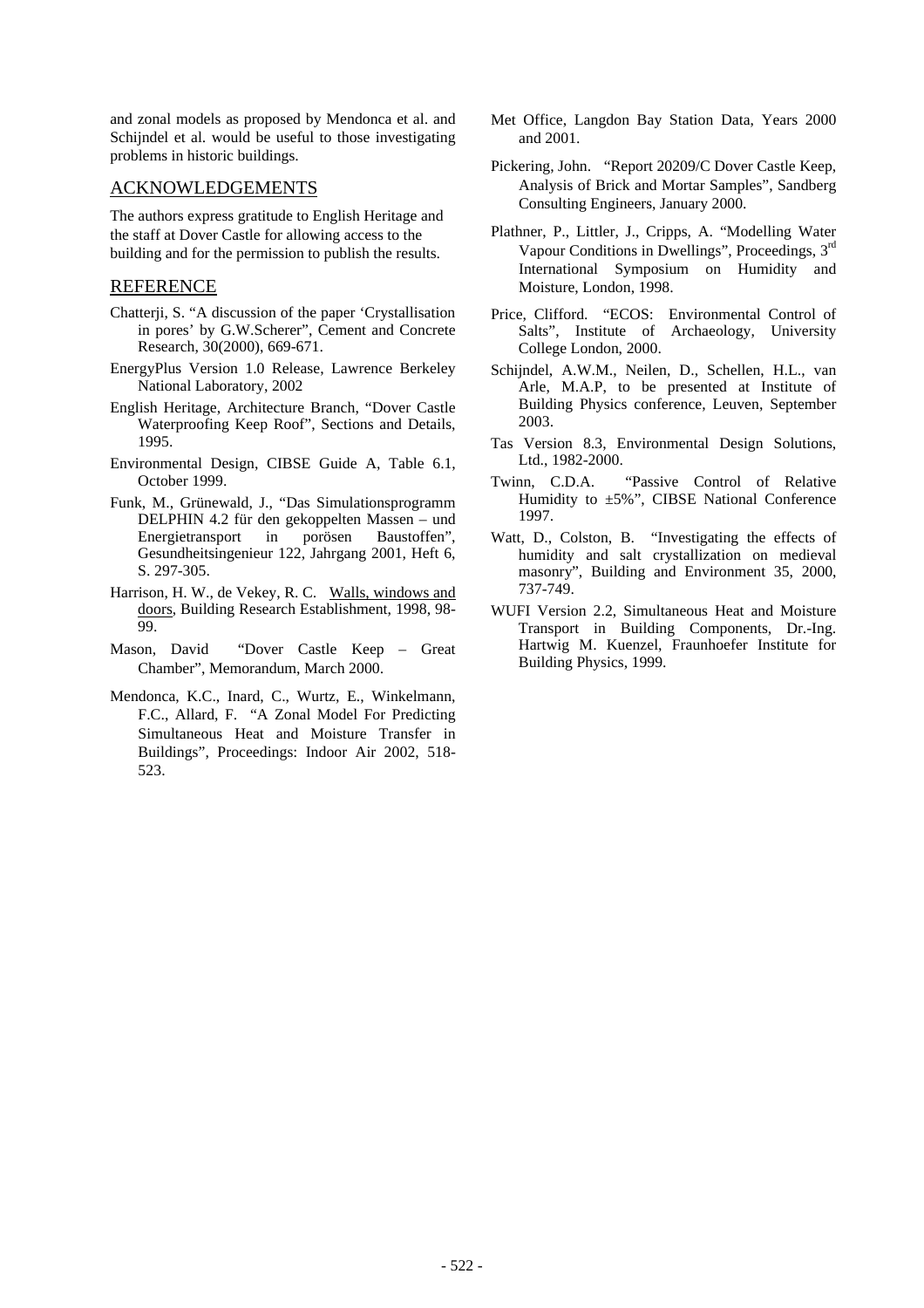and zonal models as proposed by Mendonca et al. and Schijndel et al. would be useful to those investigating problems in historic buildings.

## ACKNOWLEDGEMENTS

The authors express gratitude to English Heritage and the staff at Dover Castle for allowing access to the building and for the permission to publish the results.

## REFERENCE

Chatterji, S. "A discussion of the paper 'Crystallisation in pores' by G.W.Scherer", Cement and Concrete Research, 30(2000), 669-671.

EnergyPlus Version 1.0 Release, Lawrence Berkeley National Laboratory, 2002

English Heritage, Architecture Branch, "Dover Castle Waterproofing Keep Roof", Sections and Details, 1995.

Environmental Design, CIBSE Guide A, Table 6.1, October 1999.

Funk, M., Grünewald, J., "Das Simulationsprogramm DELPHIN 4.2 für den gekoppelten Massen – und Energietransport in porösen Baustoffen", Gesundheitsingenieur 122, Jahrgang 2001, Heft 6, S. 297-305.

Harrison, H. W., de Vekey, R. C. Walls, windows and doors, Building Research Establishment, 1998, 98-99.

Mason, David "Dover Castle Keep – Great Chamber", Memorandum, March 2000.

Mendonca, K.C., Inard, C., Wurtz, E., Winkelmann, F.C., Allard, F. "A Zonal Model For Predicting Simultaneous Heat and Moisture Transfer in Buildings", Proceedings: Indoor Air 2002, 518-523.

Met Office, Langdon Bay Station Data, Years 2000 and 2001.

Pickering, John. "Report 20209/C Dover Castle Keep, Analysis of Brick and Mortar Samples", Sandberg Consulting Engineers, January 2000.

Plathner, P., Littler, J., Cripps, A. "Modelling Water Vapour Conditions in Dwellings", Proceedings, 3rd International Symposium on Humidity and Moisture, London, 1998.

Price, Clifford. "ECOS: Environmental Control of Salts", Institute of Archaeology, University College London, 2000.

Schijndel, A.W.M., Neilen, D., Schellen, H.L., van Arle, M.A.P, to be presented at Institute of Building Physics conference, Leuven, September 2003.

Tas Version 8.3, Environmental Design Solutions, Ltd., 1982-2000.

Twinn, C.D.A. "Passive Control of Relative Humidity to ±5%", CIBSE National Conference 1997.

Watt, D., Colston, B. "Investigating the effects of humidity and salt crystallization on medieval masonry", Building and Environment 35, 2000, 737-749.

WUFI Version 2.2, Simultaneous Heat and Moisture Transport in Building Components, Dr.-Ing. Hartwig M. Kuenzel, Fraunhoefer Institute for Building Physics, 1999.